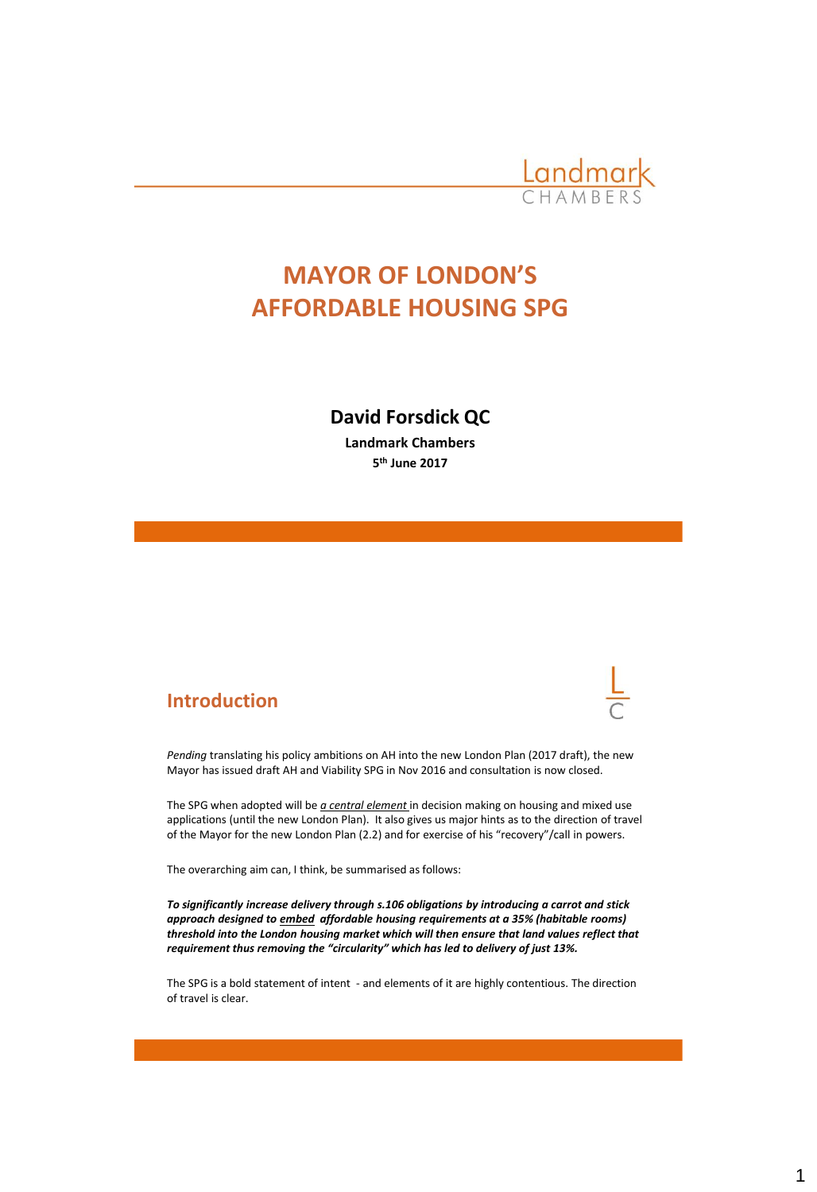Landmark CHAMBERS

# MAYOR OF LONDON'S AFFORDABLE HOUSING SPG

**David Forsdick QC**

**Landmark Chambers**

**5th June 2017**

## Introduction

*Pending* translating his policy ambitions on AH into the new London Plan (2017 draft), the new Mayor has issued draft AH and Viability SPG in Nov 2016 and consultation is now closed.

The SPG when adopted will be *a central element* in decision making on housing and mixed use applications (until the new London Plan). It also gives us major hints as to the direction of travel of the Mayor for the new London Plan (2.2) and for exercise of his "recovery"/call in powers.

The overarching aim can, I think, be summarised as follows:

***To significantly increase delivery through s.106 obligations by introducing a carrot and stick approach designed to embed affordable housing requirements at a 35% (habitable rooms) threshold into the London housing market which will then ensure that land values reflect that requirement thus removing the "circularity" which has led to delivery of just 13%.***

The SPG is a bold statement of intent - and elements of it are highly contentious. The direction of travel is clear.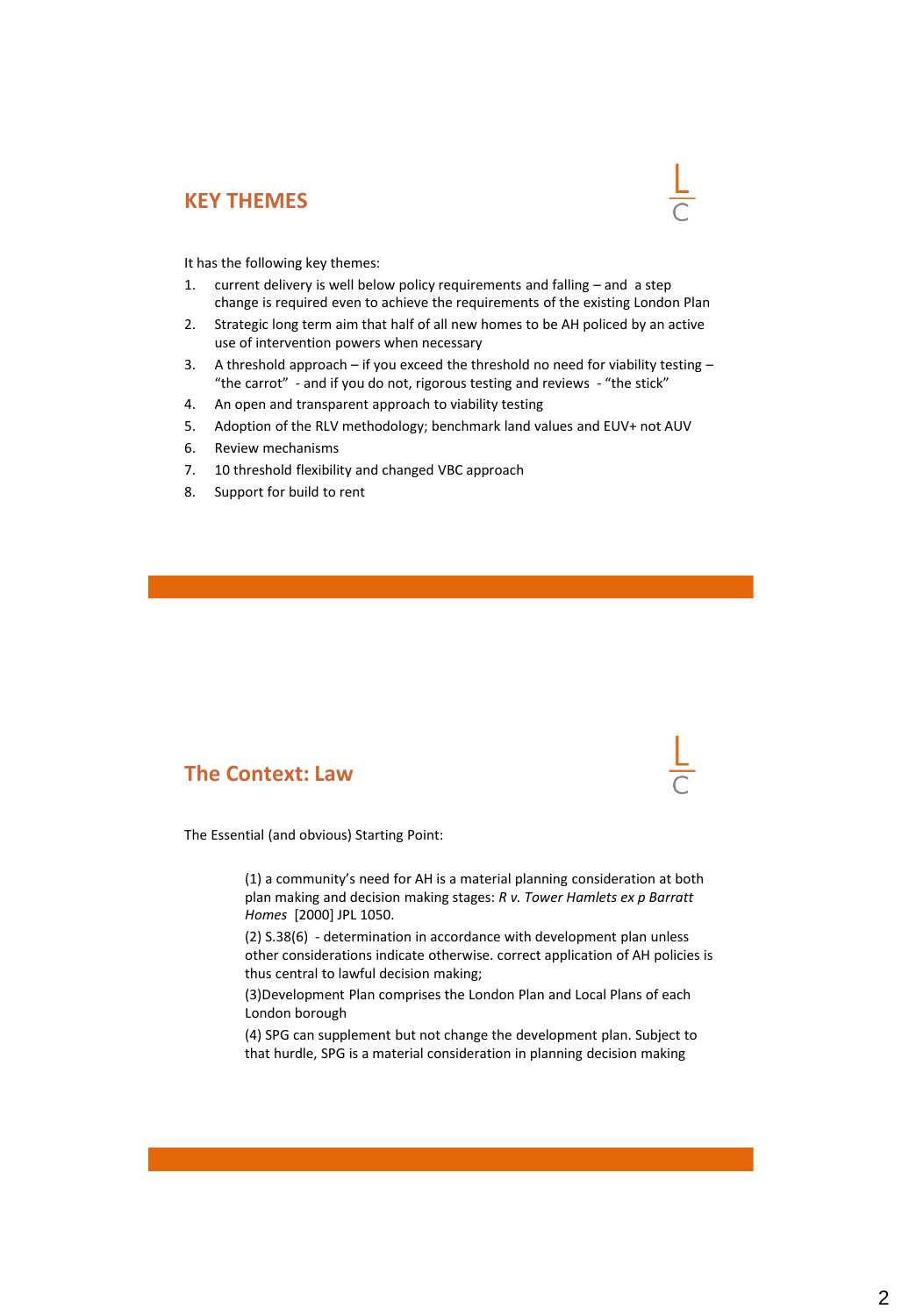## KEY THEMES

It has the following key themes:

1. current delivery is well below policy requirements and falling – and a step change is required even to achieve the requirements of the existing London Plan
2. Strategic long term aim that half of all new homes to be AH policed by an active use of intervention powers when necessary
3. A threshold approach – if you exceed the threshold no need for viability testing – "the carrot" - and if you do not, rigorous testing and reviews - "the stick"
4. An open and transparent approach to viability testing
5. Adoption of the RLV methodology; benchmark land values and EUV+ not AUV
6. Review mechanisms
7. 10 threshold flexibility and changed VBC approach
8. Support for build to rent

## The Context: Law

The Essential (and obvious) Starting Point:

(1) a community's need for AH is a material planning consideration at both plan making and decision making stages: *R v. Tower Hamlets ex p Barratt Homes* [2000] JPL 1050.

(2) S.38(6) - determination in accordance with development plan unless other considerations indicate otherwise. correct application of AH policies is thus central to lawful decision making;

(3)Development Plan comprises the London Plan and Local Plans of each London borough

(4) SPG can supplement but not change the development plan. Subject to that hurdle, SPG is a material consideration in planning decision making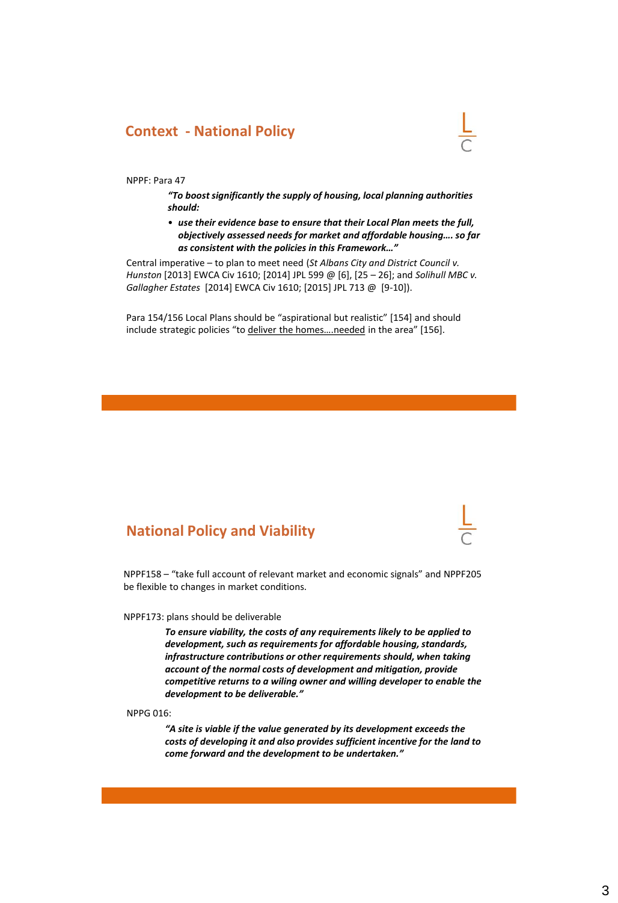## Context - National Policy

NPPF: Para 47

> ***"To boost significantly the supply of housing, local planning authorities should:***
>
> - ***use their evidence base to ensure that their Local Plan meets the full, objectively assessed needs for market and affordable housing…. so far as consistent with the policies in this Framework…"***

Central imperative – to plan to meet need (*St Albans City and District Council v. Hunston* [2013] EWCA Civ 1610; [2014] JPL 599 @ [6], [25 – 26]; and *Solihull MBC v. Gallagher Estates* [2014] EWCA Civ 1610; [2015] JPL 713 @ [9-10]).

Para 154/156 Local Plans should be "aspirational but realistic" [154] and should include strategic policies "to <u>deliver the homes….needed</u> in the area" [156].

## National Policy and Viability

NPPF158 – "take full account of relevant market and economic signals" and NPPF205 be flexible to changes in market conditions.

NPPF173: plans should be deliverable

> ***To ensure viability, the costs of any requirements likely to be applied to development, such as requirements for affordable housing, standards, infrastructure contributions or other requirements should, when taking account of the normal costs of development and mitigation, provide competitive returns to a wiling owner and willing developer to enable the development to be deliverable."***

NPPG 016:

> ***"A site is viable if the value generated by its development exceeds the costs of developing it and also provides sufficient incentive for the land to come forward and the development to be undertaken."***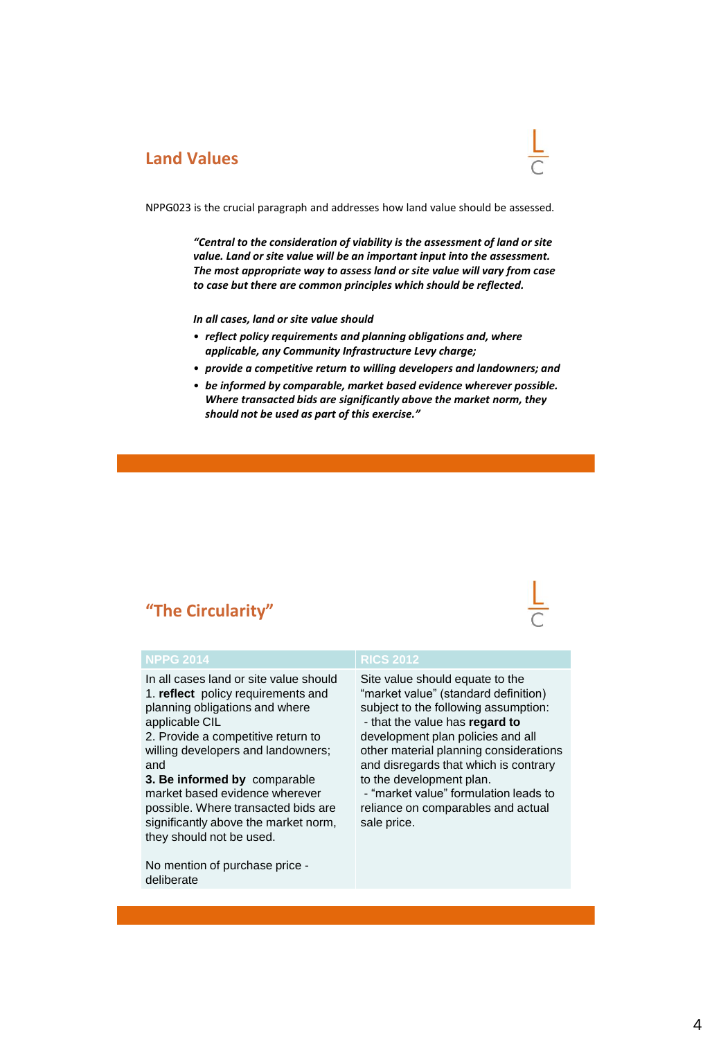## Land Values

NPPG023 is the crucial paragraph and addresses how land value should be assessed.

> ***"Central to the consideration of viability is the assessment of land or site value. Land or site value will be an important input into the assessment. The most appropriate way to assess land or site value will vary from case to case but there are common principles which should be reflected.***
>
> ***In all cases, land or site value should***
>
> - ***reflect policy requirements and planning obligations and, where applicable, any Community Infrastructure Levy charge;***
> - ***provide a competitive return to willing developers and landowners; and***
> - ***be informed by comparable, market based evidence wherever possible. Where transacted bids are significantly above the market norm, they should not be used as part of this exercise."***

## "The Circularity"

| NPPG 2014 | RICS 2012 |
|---|---|
| In all cases land or site value should<br>1. **reflect** policy requirements and planning obligations and where applicable CIL<br>2. Provide a competitive return to willing developers and landowners; and<br>**3. Be informed by** comparable market based evidence wherever possible. Where transacted bids are significantly above the market norm, they should not be used.<br><br>No mention of purchase price - deliberate | Site value should equate to the "market value" (standard definition) subject to the following assumption:<br>- that the value has **regard to** development plan policies and all other material planning considerations and disregards that which is contrary to the development plan.<br>- "market value" formulation leads to reliance on comparables and actual sale price. |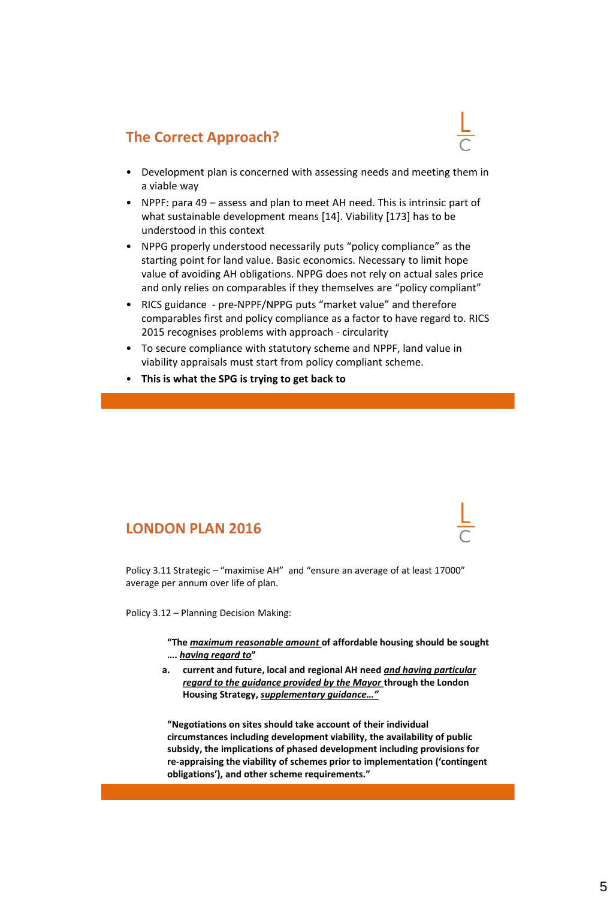## The Correct Approach?

- Development plan is concerned with assessing needs and meeting them in a viable way
- NPPF: para 49 – assess and plan to meet AH need. This is intrinsic part of what sustainable development means [14]. Viability [173] has to be understood in this context
- NPPG properly understood necessarily puts "policy compliance" as the starting point for land value. Basic economics. Necessary to limit hope value of avoiding AH obligations. NPPG does not rely on actual sales price and only relies on comparables if they themselves are "policy compliant"
- RICS guidance - pre-NPPF/NPPG puts "market value" and therefore comparables first and policy compliance as a factor to have regard to. RICS 2015 recognises problems with approach - circularity
- To secure compliance with statutory scheme and NPPF, land value in viability appraisals must start from policy compliant scheme.
- **This is what the SPG is trying to get back to**

## LONDON PLAN 2016

Policy 3.11 Strategic – "maximise AH" and "ensure an average of at least 17000" average per annum over life of plan.

Policy 3.12 – Planning Decision Making:

> **"The *maximum reasonable amount* of affordable housing should be sought …. *having regard to*"**
>
> **a. current and future, local and regional AH need *and having particular regard to the guidance provided by the Mayor* through the London Housing Strategy, *supplementary guidance…"***
>
> **"Negotiations on sites should take account of their individual circumstances including development viability, the availability of public subsidy, the implications of phased development including provisions for re-appraising the viability of schemes prior to implementation ('contingent obligations'), and other scheme requirements."**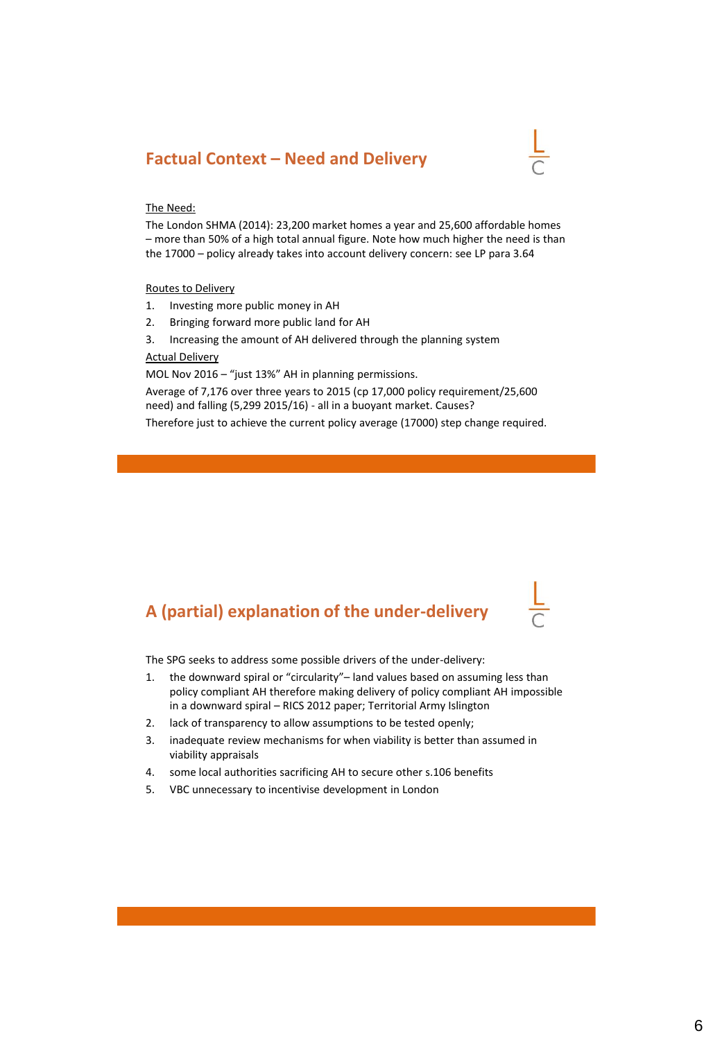## Factual Context – Need and Delivery

The Need:

The London SHMA (2014): 23,200 market homes a year and 25,600 affordable homes – more than 50% of a high total annual figure. Note how much higher the need is than the 17000 – policy already takes into account delivery concern: see LP para 3.64

Routes to Delivery

1. Investing more public money in AH
2. Bringing forward more public land for AH
3. Increasing the amount of AH delivered through the planning system

Actual Delivery

MOL Nov 2016 – "just 13%" AH in planning permissions.

Average of 7,176 over three years to 2015 (cp 17,000 policy requirement/25,600 need) and falling (5,299 2015/16) - all in a buoyant market. Causes?

Therefore just to achieve the current policy average (17000) step change required.

## A (partial) explanation of the under-delivery

The SPG seeks to address some possible drivers of the under-delivery:

1. the downward spiral or "circularity"– land values based on assuming less than policy compliant AH therefore making delivery of policy compliant AH impossible in a downward spiral – RICS 2012 paper; Territorial Army Islington
2. lack of transparency to allow assumptions to be tested openly;
3. inadequate review mechanisms for when viability is better than assumed in viability appraisals
4. some local authorities sacrificing AH to secure other s.106 benefits
5. VBC unnecessary to incentivise development in London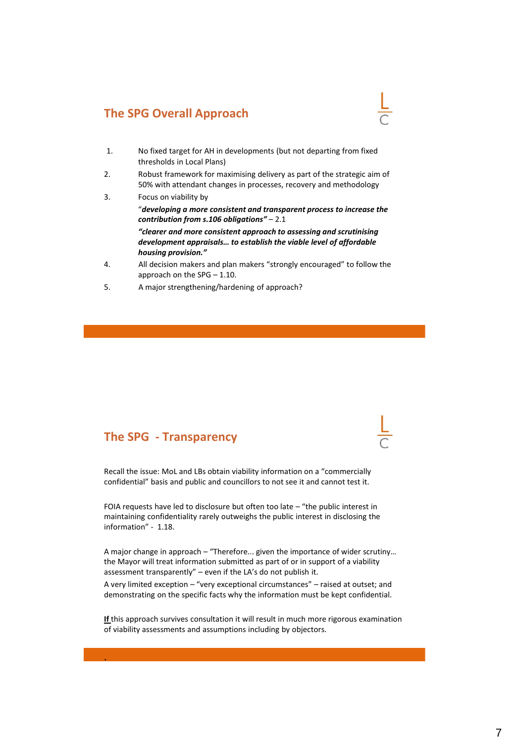## The SPG Overall Approach

1. No fixed target for AH in developments (but not departing from fixed thresholds in Local Plans)
2. Robust framework for maximising delivery as part of the strategic aim of 50% with attendant changes in processes, recovery and methodology
3. Focus on viability by

   "***developing a more consistent and transparent process to increase the contribution from s.106 obligations"*** – 2.1

   ***"clearer and more consistent approach to assessing and scrutinising development appraisals… to establish the viable level of affordable housing provision."***
4. All decision makers and plan makers "strongly encouraged" to follow the approach on the SPG – 1.10.
5. A major strengthening/hardening of approach?

## The SPG - Transparency

Recall the issue: MoL and LBs obtain viability information on a "commercially confidential" basis and public and councillors to not see it and cannot test it.

FOIA requests have led to disclosure but often too late – "the public interest in maintaining confidentiality rarely outweighs the public interest in disclosing the information" - 1.18.

A major change in approach – "Therefore... given the importance of wider scrutiny… the Mayor will treat information submitted as part of or in support of a viability assessment transparently" – even if the LA's do not publish it.

A very limited exception – "very exceptional circumstances" – raised at outset; and demonstrating on the specific facts why the information must be kept confidential.

**<u>If</u>** this approach survives consultation it will result in much more rigorous examination of viability assessments and assumptions including by objectors.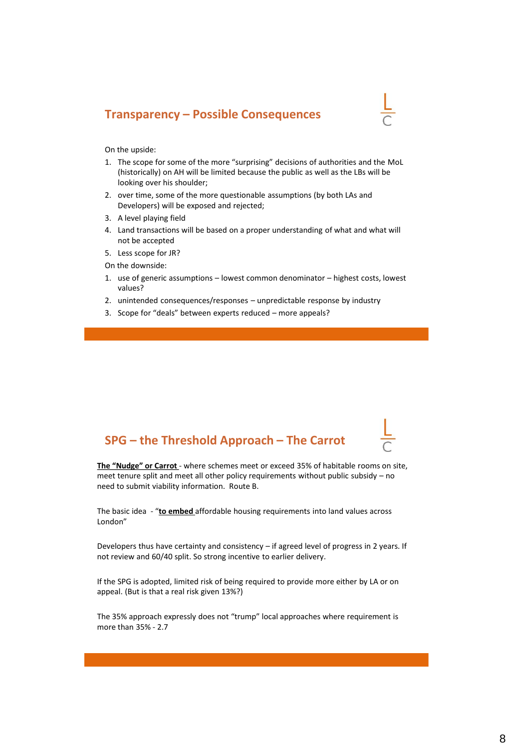## Transparency – Possible Consequences

On the upside:

1. The scope for some of the more "surprising" decisions of authorities and the MoL (historically) on AH will be limited because the public as well as the LBs will be looking over his shoulder;
2. over time, some of the more questionable assumptions (by both LAs and Developers) will be exposed and rejected;
3. A level playing field
4. Land transactions will be based on a proper understanding of what and what will not be accepted
5. Less scope for JR?

On the downside:

1. use of generic assumptions – lowest common denominator – highest costs, lowest values?
2. unintended consequences/responses – unpredictable response by industry
3. Scope for "deals" between experts reduced – more appeals?

## SPG – the Threshold Approach – The Carrot

**The "Nudge" or Carrot** - where schemes meet or exceed 35% of habitable rooms on site, meet tenure split and meet all other policy requirements without public subsidy – no need to submit viability information. Route B.

The basic idea - "**to embed** affordable housing requirements into land values across London"

Developers thus have certainty and consistency – if agreed level of progress in 2 years. If not review and 60/40 split. So strong incentive to earlier delivery.

If the SPG is adopted, limited risk of being required to provide more either by LA or on appeal. (But is that a real risk given 13%?)

The 35% approach expressly does not "trump" local approaches where requirement is more than 35% - 2.7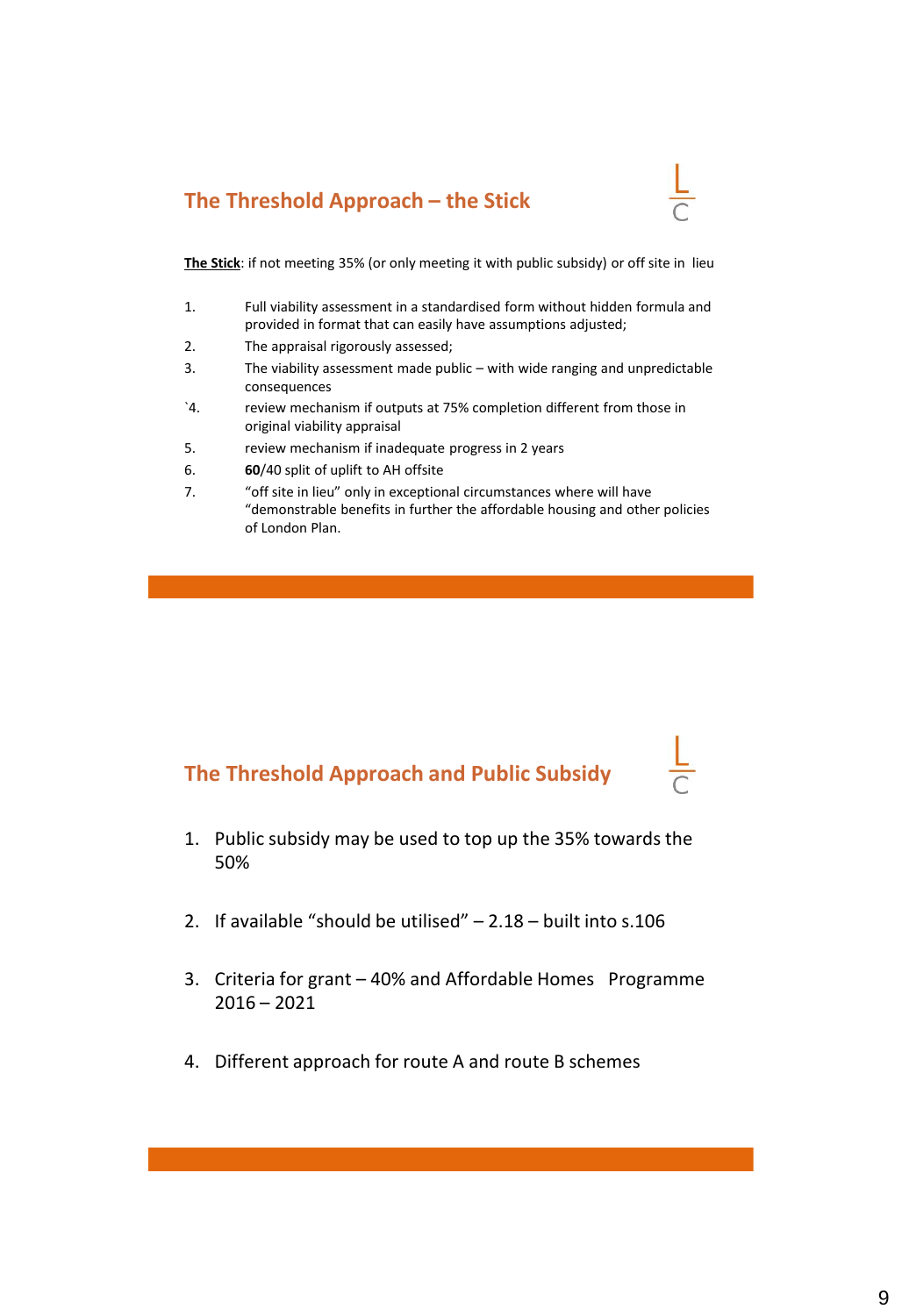## The Threshold Approach – the Stick

**The Stick**: if not meeting 35% (or only meeting it with public subsidy) or off site in lieu

1. Full viability assessment in a standardised form without hidden formula and provided in format that can easily have assumptions adjusted;
2. The appraisal rigorously assessed;
3. The viability assessment made public – with wide ranging and unpredictable consequences
4. review mechanism if outputs at 75% completion different from those in original viability appraisal
5. review mechanism if inadequate progress in 2 years
6. **60**/40 split of uplift to AH offsite
7. "off site in lieu" only in exceptional circumstances where will have "demonstrable benefits in further the affordable housing and other policies of London Plan.

## The Threshold Approach and Public Subsidy

1. Public subsidy may be used to top up the 35% towards the 50%
2. If available "should be utilised" – 2.18 – built into s.106
3. Criteria for grant – 40% and Affordable Homes Programme 2016 – 2021
4. Different approach for route A and route B schemes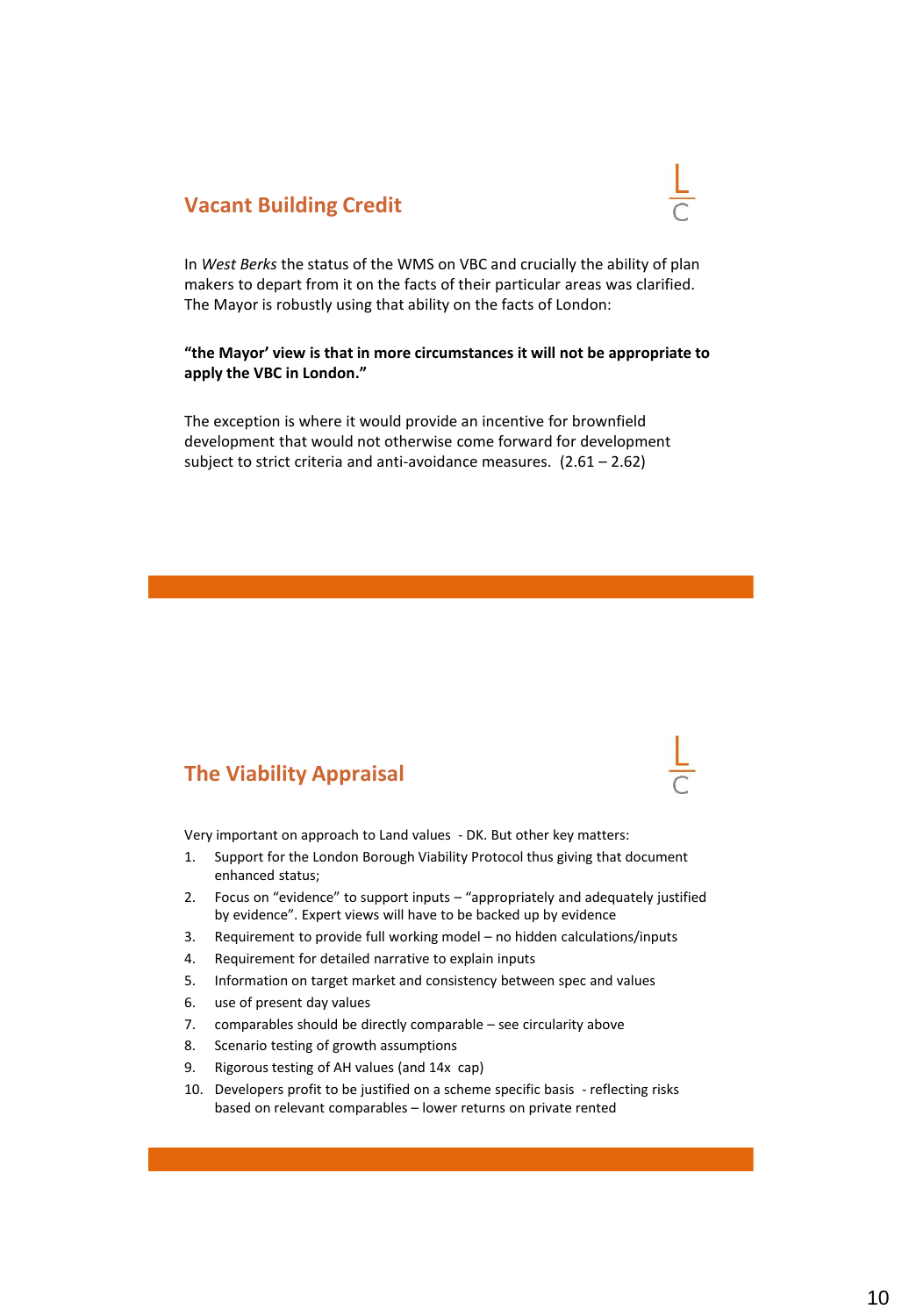## Vacant Building Credit

In *West Berks* the status of the WMS on VBC and crucially the ability of plan makers to depart from it on the facts of their particular areas was clarified. The Mayor is robustly using that ability on the facts of London:

**"the Mayor' view is that in more circumstances it will not be appropriate to apply the VBC in London."**

The exception is where it would provide an incentive for brownfield development that would not otherwise come forward for development subject to strict criteria and anti-avoidance measures. (2.61 – 2.62)

## The Viability Appraisal

Very important on approach to Land values - DK. But other key matters:

1. Support for the London Borough Viability Protocol thus giving that document enhanced status;
2. Focus on "evidence" to support inputs – "appropriately and adequately justified by evidence". Expert views will have to be backed up by evidence
3. Requirement to provide full working model – no hidden calculations/inputs
4. Requirement for detailed narrative to explain inputs
5. Information on target market and consistency between spec and values
6. use of present day values
7. comparables should be directly comparable – see circularity above
8. Scenario testing of growth assumptions
9. Rigorous testing of AH values (and 14x cap)
10. Developers profit to be justified on a scheme specific basis - reflecting risks based on relevant comparables – lower returns on private rented